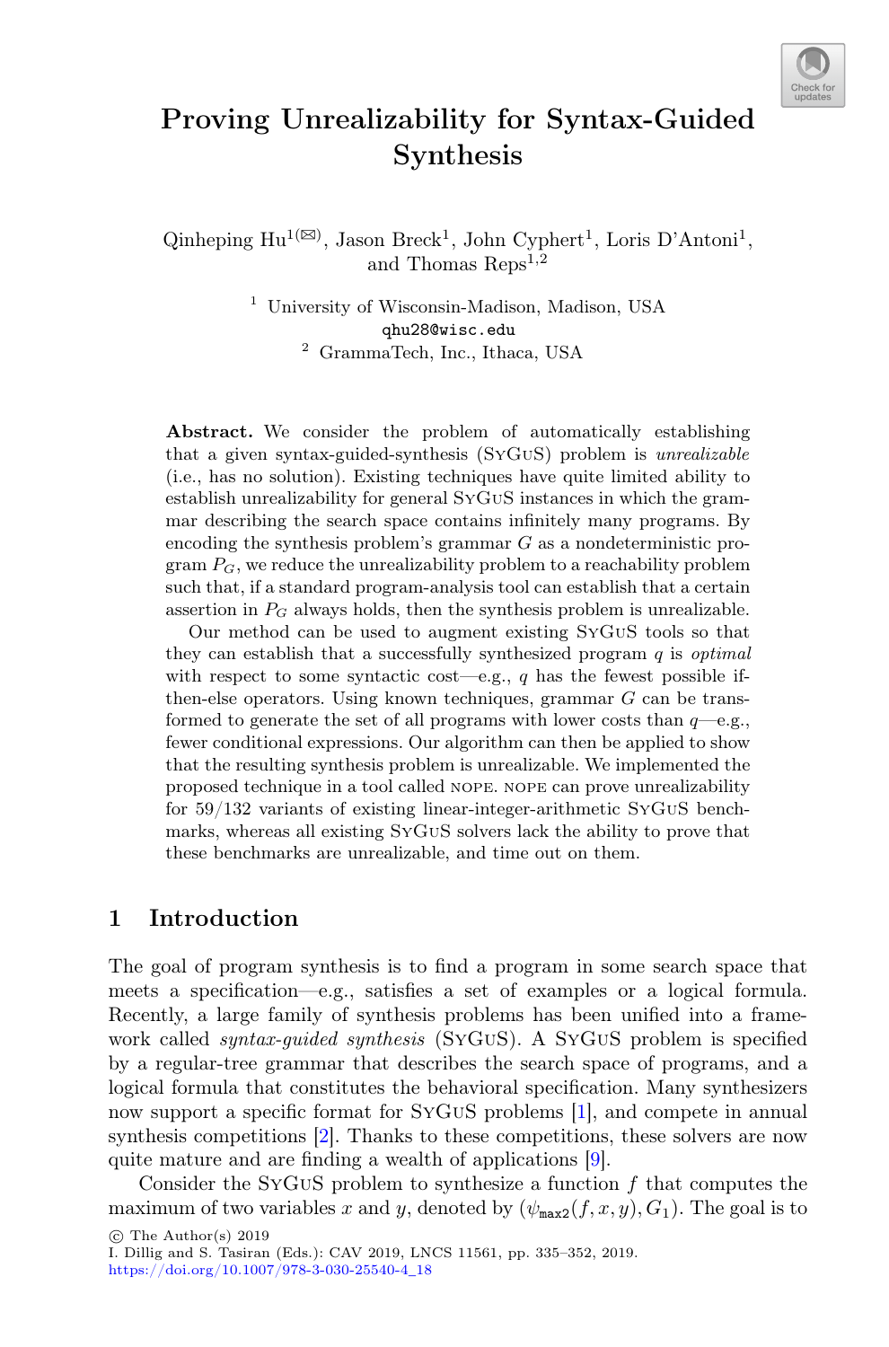# Proving Unrealizability for Syntax-Guided Synthesis

Qinheping Hu[1(✉)], Jason Breck[1], John Cyphert[1], Loris D'Antoni[1], and Thomas Reps[1,2]

[1] University of Wisconsin-Madison, Madison, USA
qhu28@wisc.edu
[2] GrammaTech, Inc., Ithaca, USA

**Abstract.** We consider the problem of automatically establishing that a given syntax-guided-synthesis (SyGuS) problem is *unrealizable* (i.e., has no solution). Existing techniques have quite limited ability to establish unrealizability for general SyGuS instances in which the grammar describing the search space contains infinitely many programs. By encoding the synthesis problem's grammar $G$ as a nondeterministic program $P_G$, we reduce the unrealizability problem to a reachability problem such that, if a standard program-analysis tool can establish that a certain assertion in $P_G$ always holds, then the synthesis problem is unrealizable.

Our method can be used to augment existing SyGuS tools so that they can establish that a successfully synthesized program $q$ is *optimal* with respect to some syntactic cost—e.g., $q$ has the fewest possible if-then-else operators. Using known techniques, grammar $G$ can be transformed to generate the set of all programs with lower costs than $q$—e.g., fewer conditional expressions. Our algorithm can then be applied to show that the resulting synthesis problem is unrealizable. We implemented the proposed technique in a tool called NOPE. NOPE can prove unrealizability for 59/132 variants of existing linear-integer-arithmetic SyGuS benchmarks, whereas all existing SyGuS solvers lack the ability to prove that these benchmarks are unrealizable, and time out on them.

## 1 Introduction

The goal of program synthesis is to find a program in some search space that meets a specification—e.g., satisfies a set of examples or a logical formula. Recently, a large family of synthesis problems has been unified into a framework called *syntax-guided synthesis* (SyGuS). A SyGuS problem is specified by a regular-tree grammar that describes the search space of programs, and a logical formula that constitutes the behavioral specification. Many synthesizers now support a specific format for SyGuS problems [1], and compete in annual synthesis competitions [2]. Thanks to these competitions, these solvers are now quite mature and are finding a wealth of applications [9].

Consider the SyGuS problem to synthesize a function $f$ that computes the maximum of two variables $x$ and $y$, denoted by $(\psi_{\texttt{max2}}(f, x, y), G_1)$. The goal is to

© The Author(s) 2019
I. Dillig and S. Tasiran (Eds.): CAV 2019, LNCS 11561, pp. 335–352, 2019.
https://doi.org/10.1007/978-3-030-25540-4_18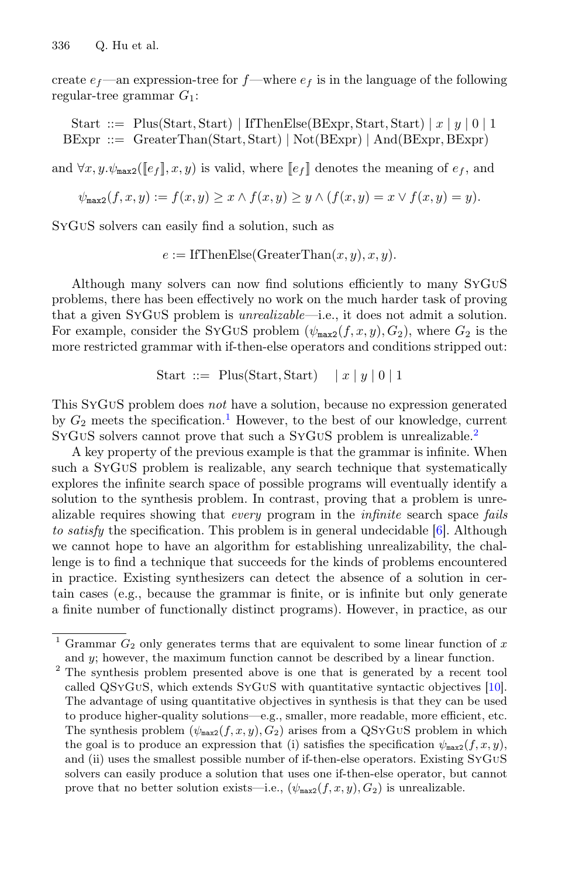create $e_f$—an expression-tree for $f$—where $e_f$ is in the language of the following regular-tree grammar $G_1$:

$$\begin{aligned} \text{Start} &::= \text{Plus}(\text{Start}, \text{Start}) \mid \text{IfThenElse}(\text{BExpr}, \text{Start}, \text{Start}) \mid x \mid y \mid 0 \mid 1 \\ \text{BExpr} &::= \text{GreaterThan}(\text{Start}, \text{Start}) \mid \text{Not}(\text{BExpr}) \mid \text{And}(\text{BExpr}, \text{BExpr}) \end{aligned}$$

and $\forall x, y.\psi_{\texttt{max2}}([\![e_f]\!], x, y)$ is valid, where $[\![e_f]\!]$ denotes the meaning of $e_f$, and

$$\psi_{\texttt{max2}}(f, x, y) := f(x, y) \geq x \wedge f(x, y) \geq y \wedge (f(x, y) = x \vee f(x, y) = y).$$

SyGuS solvers can easily find a solution, such as

$$e := \text{IfThenElse}(\text{GreaterThan}(x, y), x, y).$$

Although many solvers can now find solutions efficiently to many SyGuS problems, there has been effectively no work on the much harder task of proving that a given SyGuS problem is *unrealizable*—i.e., it does not admit a solution. For example, consider the SyGuS problem $(\psi_{\texttt{max2}}(f, x, y), G_2)$, where $G_2$ is the more restricted grammar with if-then-else operators and conditions stripped out:

$$\text{Start} ::= \text{Plus}(\text{Start}, \text{Start}) \quad \mid x \mid y \mid 0 \mid 1$$

This SyGuS problem does *not* have a solution, because no expression generated by $G_2$ meets the specification.[1] However, to the best of our knowledge, current SyGuS solvers cannot prove that such a SyGuS problem is unrealizable.[2]

A key property of the previous example is that the grammar is infinite. When such a SyGuS problem is realizable, any search technique that systematically explores the infinite search space of possible programs will eventually identify a solution to the synthesis problem. In contrast, proving that a problem is unrealizable requires showing that *every* program in the *infinite* search space *fails to satisfy* the specification. This problem is in general undecidable [6]. Although we cannot hope to have an algorithm for establishing unrealizability, the challenge is to find a technique that succeeds for the kinds of problems encountered in practice. Existing synthesizers can detect the absence of a solution in certain cases (e.g., because the grammar is finite, or is infinite but only generate a finite number of functionally distinct programs). However, in practice, as our

---

[1] Grammar $G_2$ only generates terms that are equivalent to some linear function of $x$ and $y$; however, the maximum function cannot be described by a linear function.

[2] The synthesis problem presented above is one that is generated by a recent tool called QSyGuS, which extends SyGuS with quantitative syntactic objectives [10]. The advantage of using quantitative objectives in synthesis is that they can be used to produce higher-quality solutions—e.g., smaller, more readable, more efficient, etc. The synthesis problem $(\psi_{\texttt{max2}}(f, x, y), G_2)$ arises from a QSyGuS problem in which the goal is to produce an expression that (i) satisfies the specification $\psi_{\texttt{max2}}(f, x, y)$, and (ii) uses the smallest possible number of if-then-else operators. Existing SyGuS solvers can easily produce a solution that uses one if-then-else operator, but cannot prove that no better solution exists—i.e., $(\psi_{\texttt{max2}}(f, x, y), G_2)$ is unrealizable.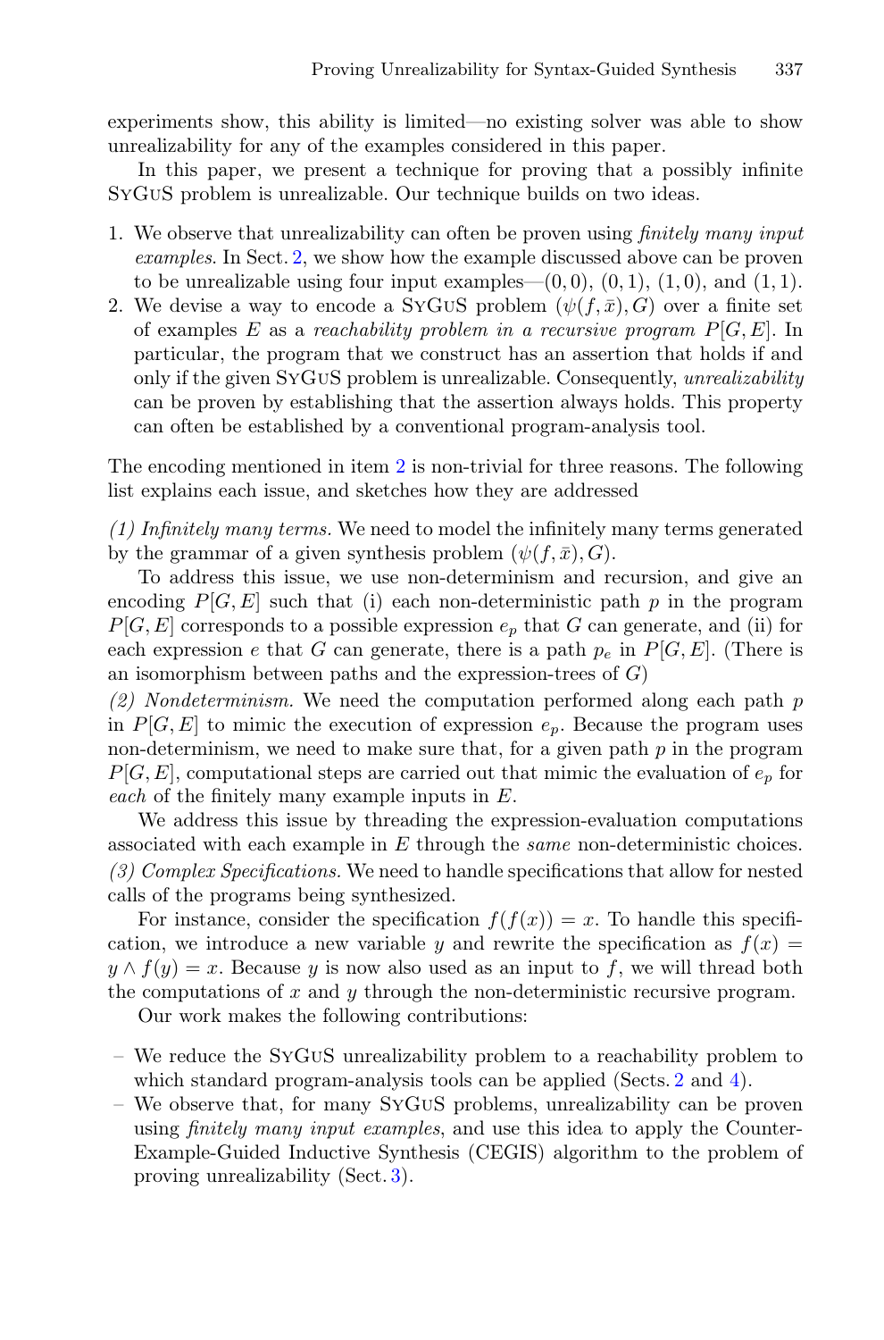experiments show, this ability is limited—no existing solver was able to show unrealizability for any of the examples considered in this paper.

In this paper, we present a technique for proving that a possibly infinite SyGuS problem is unrealizable. Our technique builds on two ideas.

1. We observe that unrealizability can often be proven using *finitely many input examples*. In Sect. 2, we show how the example discussed above can be proven to be unrealizable using four input examples—$(0, 0)$, $(0, 1)$, $(1, 0)$, and $(1, 1)$.
2. We devise a way to encode a SyGuS problem $(\psi(f, \bar{x}), G)$ over a finite set of examples $E$ as a *reachability problem in a recursive program* $P[G, E]$. In particular, the program that we construct has an assertion that holds if and only if the given SyGuS problem is unrealizable. Consequently, *unrealizability* can be proven by establishing that the assertion always holds. This property can often be established by a conventional program-analysis tool.

The encoding mentioned in item 2 is non-trivial for three reasons. The following list explains each issue, and sketches how they are addressed

*(1) Infinitely many terms.* We need to model the infinitely many terms generated by the grammar of a given synthesis problem $(\psi(f, \bar{x}), G)$.

To address this issue, we use non-determinism and recursion, and give an encoding $P[G, E]$ such that (i) each non-deterministic path $p$ in the program $P[G, E]$ corresponds to a possible expression $e_p$ that $G$ can generate, and (ii) for each expression $e$ that $G$ can generate, there is a path $p_e$ in $P[G, E]$. (There is an isomorphism between paths and the expression-trees of $G$)

*(2) Nondeterminism.* We need the computation performed along each path $p$ in $P[G, E]$ to mimic the execution of expression $e_p$. Because the program uses non-determinism, we need to make sure that, for a given path $p$ in the program $P[G, E]$, computational steps are carried out that mimic the evaluation of $e_p$ for *each* of the finitely many example inputs in $E$.

We address this issue by threading the expression-evaluation computations associated with each example in $E$ through the *same* non-deterministic choices.

*(3) Complex Specifications.* We need to handle specifications that allow for nested calls of the programs being synthesized.

For instance, consider the specification $f(f(x)) = x$. To handle this specification, we introduce a new variable $y$ and rewrite the specification as $f(x) = y \land f(y) = x$. Because $y$ is now also used as an input to $f$, we will thread both the computations of $x$ and $y$ through the non-deterministic recursive program.

Our work makes the following contributions:

- We reduce the SyGuS unrealizability problem to a reachability problem to which standard program-analysis tools can be applied (Sects. 2 and 4).
- We observe that, for many SyGuS problems, unrealizability can be proven using *finitely many input examples*, and use this idea to apply the Counter-Example-Guided Inductive Synthesis (CEGIS) algorithm to the problem of proving unrealizability (Sect. 3).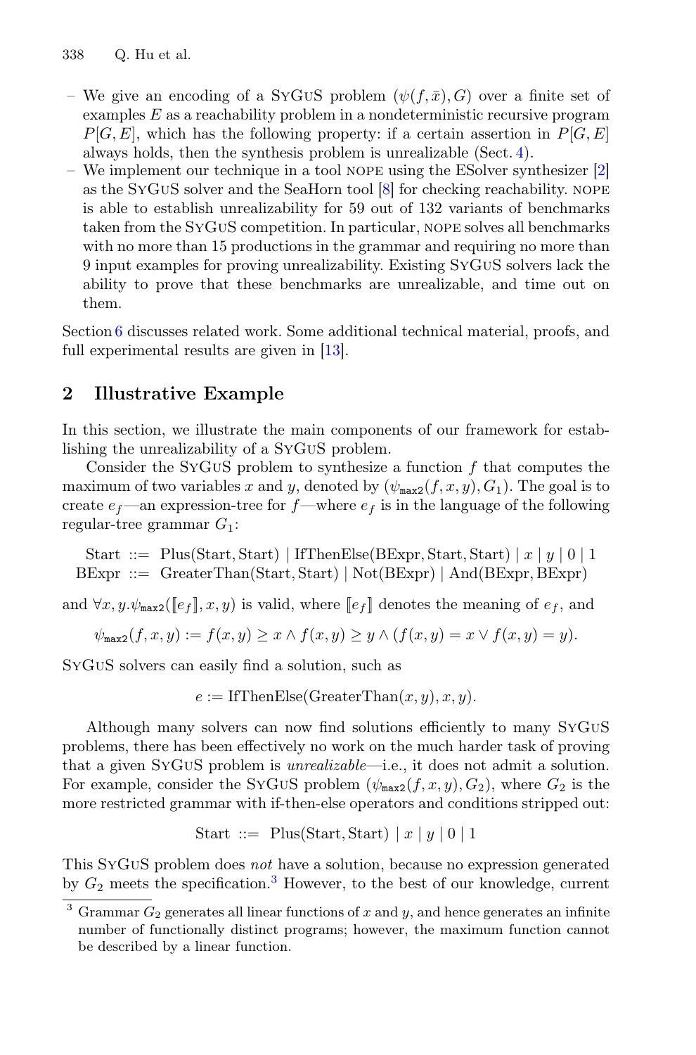- We give an encoding of a SyGuS problem $(\psi(f, \bar{x}), G)$ over a finite set of examples $E$ as a reachability problem in a nondeterministic recursive program $P[G, E]$, which has the following property: if a certain assertion in $P[G, E]$ always holds, then the synthesis problem is unrealizable (Sect. 4).
- We implement our technique in a tool NOPE using the ESolver synthesizer [2] as the SyGuS solver and the SeaHorn tool [8] for checking reachability. NOPE is able to establish unrealizability for 59 out of 132 variants of benchmarks taken from the SyGuS competition. In particular, NOPE solves all benchmarks with no more than 15 productions in the grammar and requiring no more than 9 input examples for proving unrealizability. Existing SyGuS solvers lack the ability to prove that these benchmarks are unrealizable, and time out on them.

Section 6 discusses related work. Some additional technical material, proofs, and full experimental results are given in [13].

## 2 Illustrative Example

In this section, we illustrate the main components of our framework for establishing the unrealizability of a SyGuS problem.

Consider the SyGuS problem to synthesize a function $f$ that computes the maximum of two variables $x$ and $y$, denoted by $(\psi_{\texttt{max2}}(f, x, y), G_1)$. The goal is to create $e_f$—an expression-tree for $f$—where $e_f$ is in the language of the following regular-tree grammar $G_1$:

$$\begin{aligned}\text{Start} &::= \text{Plus}(\text{Start}, \text{Start}) \mid \text{IfThenElse}(\text{BExpr}, \text{Start}, \text{Start}) \mid x \mid y \mid 0 \mid 1 \\ \text{BExpr} &::= \text{GreaterThan}(\text{Start}, \text{Start}) \mid \text{Not}(\text{BExpr}) \mid \text{And}(\text{BExpr}, \text{BExpr})\end{aligned}$$

and $\forall x, y. \psi_{\texttt{max2}}([\![e_f]\!], x, y)$ is valid, where $[\![e_f]\!]$ denotes the meaning of $e_f$, and

$$\psi_{\texttt{max2}}(f, x, y) := f(x, y) \geq x \wedge f(x, y) \geq y \wedge (f(x, y) = x \vee f(x, y) = y).$$

SyGuS solvers can easily find a solution, such as

$$e := \text{IfThenElse}(\text{GreaterThan}(x, y), x, y).$$

Although many solvers can now find solutions efficiently to many SyGuS problems, there has been effectively no work on the much harder task of proving that a given SyGuS problem is *unrealizable*—i.e., it does not admit a solution. For example, consider the SyGuS problem $(\psi_{\texttt{max2}}(f, x, y), G_2)$, where $G_2$ is the more restricted grammar with if-then-else operators and conditions stripped out:

$$\text{Start} ::= \text{Plus}(\text{Start}, \text{Start}) \mid x \mid y \mid 0 \mid 1$$

This SyGuS problem does *not* have a solution, because no expression generated by $G_2$ meets the specification.[3] However, to the best of our knowledge, current

[3] Grammar $G_2$ generates all linear functions of $x$ and $y$, and hence generates an infinite number of functionally distinct programs; however, the maximum function cannot be described by a linear function.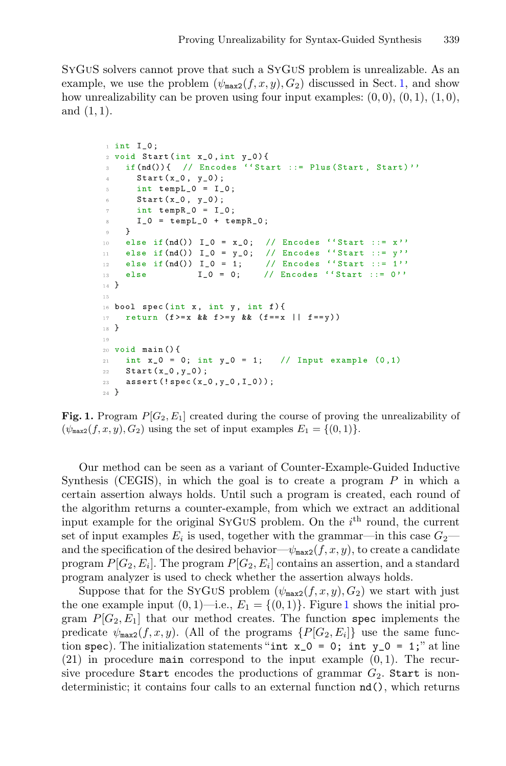SyGuS solvers cannot prove that such a SyGuS problem is unrealizable. As an example, we use the problem $(\psi_{\mathtt{max2}}(f, x, y), G_2)$ discussed in Sect. 1, and show how unrealizability can be proven using four input examples: $(0, 0)$, $(0, 1)$, $(1, 0)$, and $(1, 1)$.

```
1  int I_0;
2  void Start(int x_0,int y_0){
3    if(nd()){  // Encodes ''Start ::= Plus(Start, Start)''
4      Start(x_0, y_0);
5      int tempL_0 = I_0;
6      Start(x_0, y_0);
7      int tempR_0 = I_0;
8      I_0 = tempL_0 + tempR_0;
9    }
10   else if(nd()) I_0 = x_0;  // Encodes ''Start ::= x''
11   else if(nd()) I_0 = y_0;  // Encodes ''Start ::= y''
12   else if(nd()) I_0 = 1;    // Encodes ''Start ::= 1''
13   else          I_0 = 0;    // Encodes ''Start ::= 0''
14 }
15
16 bool spec(int x, int y, int f){
17   return (f>=x && f>=y && (f==x || f==y))
18 }
19
20 void main(){
21   int x_0 = 0; int y_0 = 1;   // Input example (0,1)
22   Start(x_0,y_0);
23   assert(!spec(x_0,y_0,I_0));
24 }
```

**Fig. 1.** Program $P[G_2, E_1]$ created during the course of proving the unrealizability of $(\psi_{\mathtt{max2}}(f, x, y), G_2)$ using the set of input examples $E_1 = \{(0, 1)\}$.

Our method can be seen as a variant of Counter-Example-Guided Inductive Synthesis (CEGIS), in which the goal is to create a program $P$ in which a certain assertion always holds. Until such a program is created, each round of the algorithm returns a counter-example, from which we extract an additional input example for the original SyGuS problem. On the $i^{\text{th}}$ round, the current set of input examples $E_i$ is used, together with the grammar—in this case $G_2$—and the specification of the desired behavior—$\psi_{\mathtt{max2}}(f, x, y)$, to create a candidate program $P[G_2, E_i]$. The program $P[G_2, E_i]$ contains an assertion, and a standard program analyzer is used to check whether the assertion always holds.

Suppose that for the SyGuS problem $(\psi_{\mathtt{max2}}(f, x, y), G_2)$ we start with just the one example input $(0, 1)$—i.e., $E_1 = \{(0, 1)\}$. Figure 1 shows the initial program $P[G_2, E_1]$ that our method creates. The function `spec` implements the predicate $\psi_{\mathtt{max2}}(f, x, y)$. (All of the programs $\{P[G_2, E_i]\}$ use the same function `spec`). The initialization statements "`int x_0 = 0; int y_0 = 1;`" at line (21) in procedure `main` correspond to the input example $(0, 1)$. The recursive procedure `Start` encodes the productions of grammar $G_2$. `Start` is nondeterministic; it contains four calls to an external function `nd()`, which returns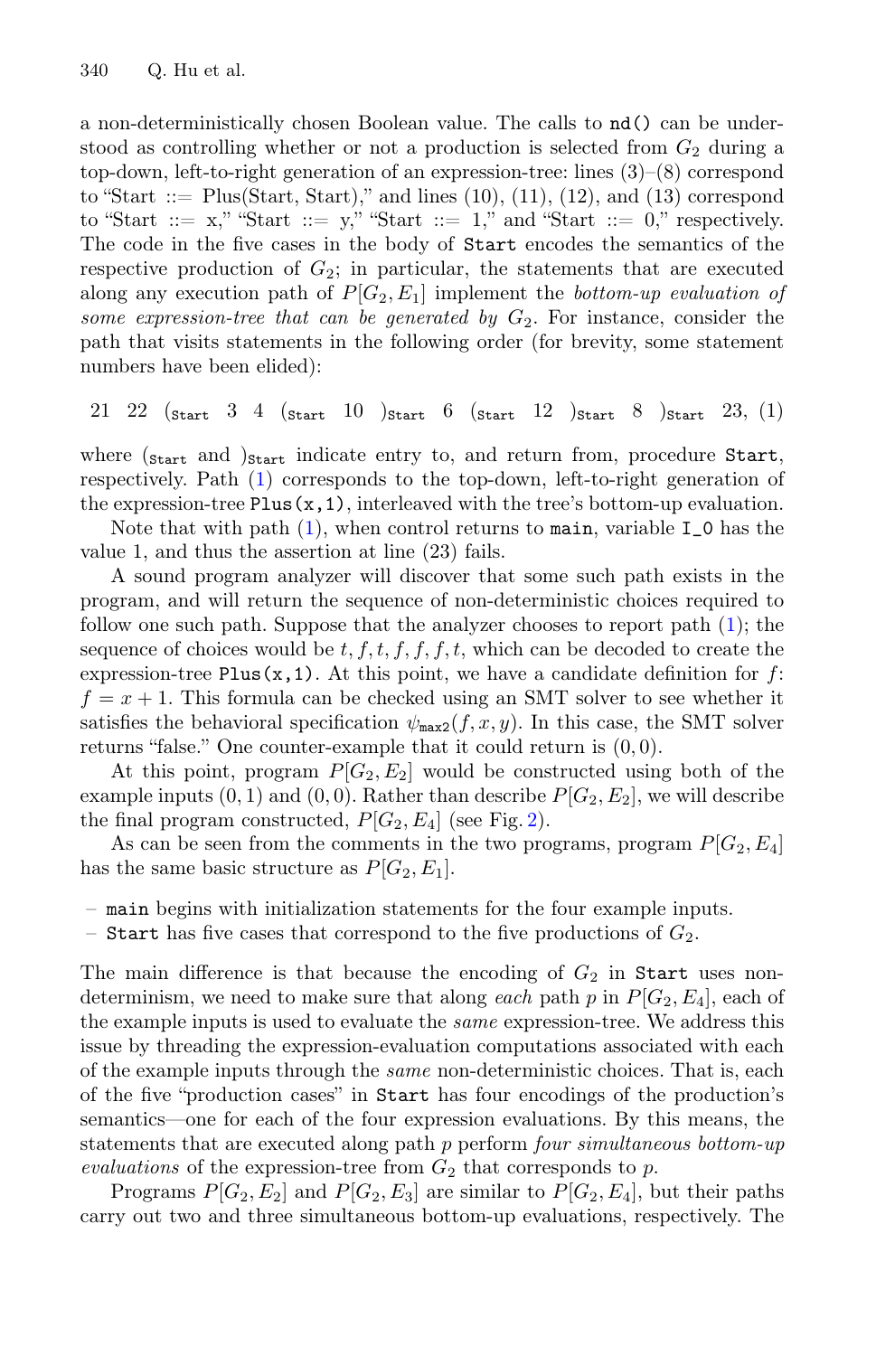a non-deterministically chosen Boolean value. The calls to `nd()` can be understood as controlling whether or not a production is selected from $G_2$ during a top-down, left-to-right generation of an expression-tree: lines (3)–(8) correspond to "Start ::= Plus(Start, Start)," and lines (10), (11), (12), and (13) correspond to "Start ::= x," "Start ::= y," "Start ::= 1," and "Start ::= 0," respectively. The code in the five cases in the body of `Start` encodes the semantics of the respective production of $G_2$; in particular, the statements that are executed along any execution path of $P[G_2, E_1]$ implement the *bottom-up evaluation of some expression-tree that can be generated by* $G_2$. For instance, consider the path that visits statements in the following order (for brevity, some statement numbers have been elided):

$$21 \;\; 22 \;\; (_{\texttt{Start}} \;\; 3 \;\; 4 \;\; (_{\texttt{Start}} \;\; 10 \;\; )_{\texttt{Start}} \;\; 6 \;\; (_{\texttt{Start}} \;\; 12 \;\; )_{\texttt{Start}} \;\; 8 \;\; )_{\texttt{Start}} \;\; 23, \quad (1)$$

where $(_{\texttt{Start}}$ and $)_{\texttt{Start}}$ indicate entry to, and return from, procedure `Start`, respectively. Path (1) corresponds to the top-down, left-to-right generation of the expression-tree `Plus(x,1)`, interleaved with the tree's bottom-up evaluation.

Note that with path (1), when control returns to `main`, variable `I_0` has the value 1, and thus the assertion at line (23) fails.

A sound program analyzer will discover that some such path exists in the program, and will return the sequence of non-deterministic choices required to follow one such path. Suppose that the analyzer chooses to report path (1); the sequence of choices would be $t, f, t, f, f, f, t$, which can be decoded to create the expression-tree `Plus(x,1)`. At this point, we have a candidate definition for $f$: $f = x + 1$. This formula can be checked using an SMT solver to see whether it satisfies the behavioral specification $\psi_{\texttt{max2}}(f, x, y)$. In this case, the SMT solver returns "false." One counter-example that it could return is $(0, 0)$.

At this point, program $P[G_2, E_2]$ would be constructed using both of the example inputs $(0, 1)$ and $(0, 0)$. Rather than describe $P[G_2, E_2]$, we will describe the final program constructed, $P[G_2, E_4]$ (see Fig. 2).

As can be seen from the comments in the two programs, program $P[G_2, E_4]$ has the same basic structure as $P[G_2, E_1]$.

- `main` begins with initialization statements for the four example inputs.
- `Start` has five cases that correspond to the five productions of $G_2$.

The main difference is that because the encoding of $G_2$ in `Start` uses non-determinism, we need to make sure that along *each* path $p$ in $P[G_2, E_4]$, each of the example inputs is used to evaluate the *same* expression-tree. We address this issue by threading the expression-evaluation computations associated with each of the example inputs through the *same* non-deterministic choices. That is, each of the five "production cases" in `Start` has four encodings of the production's semantics—one for each of the four expression evaluations. By this means, the statements that are executed along path $p$ perform *four simultaneous bottom-up evaluations* of the expression-tree from $G_2$ that corresponds to $p$.

Programs $P[G_2, E_2]$ and $P[G_2, E_3]$ are similar to $P[G_2, E_4]$, but their paths carry out two and three simultaneous bottom-up evaluations, respectively. The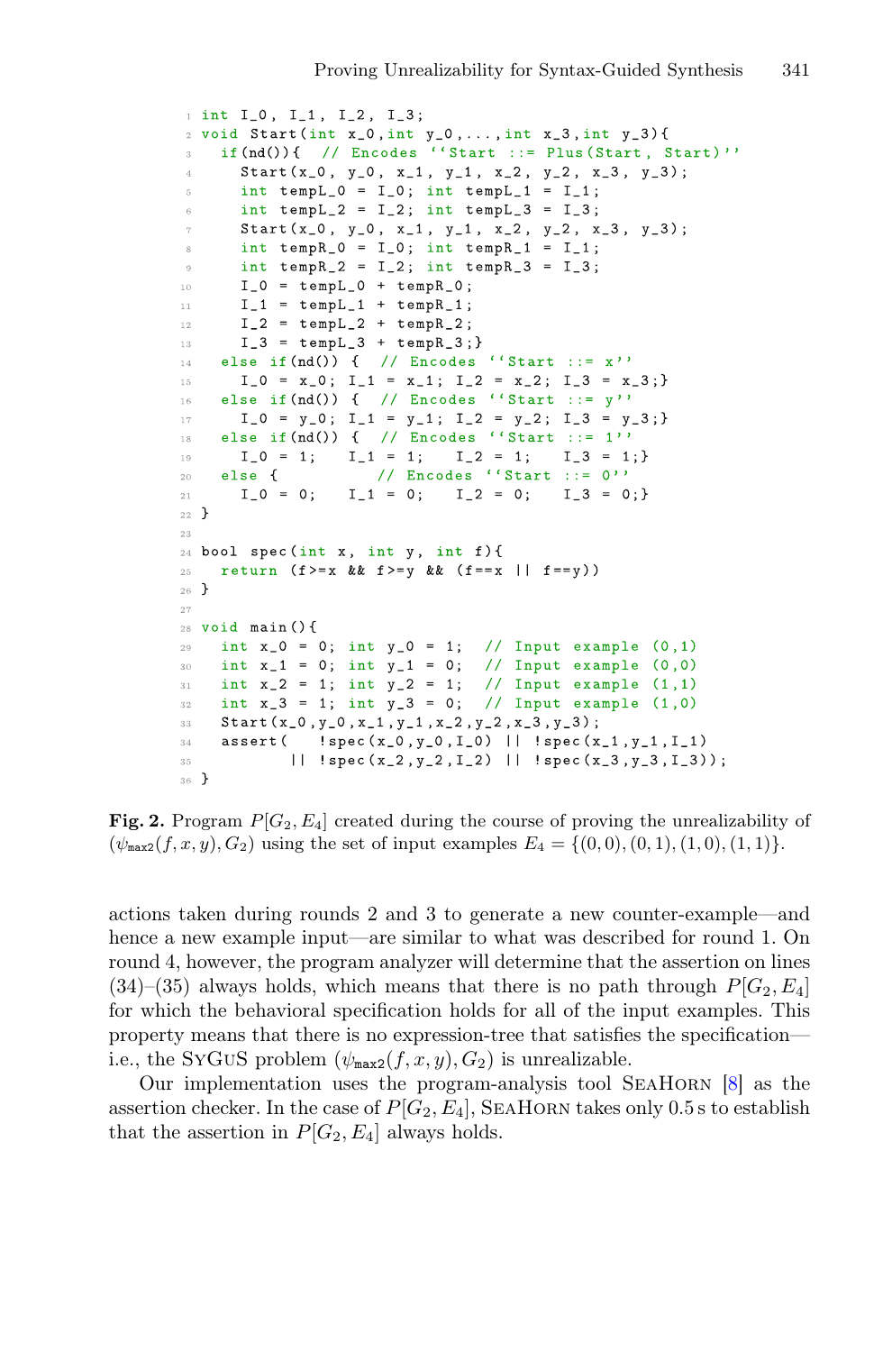```c
int I_0, I_1, I_2, I_3;
void Start(int x_0,int y_0,...,int x_3,int y_3){
  if(nd()){  // Encodes ''Start ::= Plus(Start, Start)''
    Start(x_0, y_0, x_1, y_1, x_2, y_2, x_3, y_3);
    int tempL_0 = I_0; int tempL_1 = I_1;
    int tempL_2 = I_2; int tempL_3 = I_3;
    Start(x_0, y_0, x_1, y_1, x_2, y_2, x_3, y_3);
    int tempR_0 = I_0; int tempR_1 = I_1;
    int tempR_2 = I_2; int tempR_3 = I_3;
    I_0 = tempL_0 + tempR_0;
    I_1 = tempL_1 + tempR_1;
    I_2 = tempL_2 + tempR_2;
    I_3 = tempL_3 + tempR_3;}
  else if(nd()) {  // Encodes ''Start ::= x''
    I_0 = x_0; I_1 = x_1; I_2 = x_2; I_3 = x_3;}
  else if(nd()) {  // Encodes ''Start ::= y''
    I_0 = y_0; I_1 = y_1; I_2 = y_2; I_3 = y_3;}
  else if(nd()) {  // Encodes ''Start ::= 1''
    I_0 = 1;   I_1 = 1;   I_2 = 1;   I_3 = 1;}
  else {          // Encodes ''Start ::= 0''
    I_0 = 0;   I_1 = 0;   I_2 = 0;   I_3 = 0;}
}

bool spec(int x, int y, int f){
  return (f>=x && f>=y && (f==x || f==y))
}

void main(){
  int x_0 = 0; int y_0 = 1;  // Input example (0,1)
  int x_1 = 0; int y_1 = 0;  // Input example (0,0)
  int x_2 = 1; int y_2 = 1;  // Input example (1,1)
  int x_3 = 1; int y_3 = 0;  // Input example (1,0)
  Start(x_0,y_0,x_1,y_1,x_2,y_2,x_3,y_3);
  assert(   !spec(x_0,y_0,I_0) || !spec(x_1,y_1,I_1)
         || !spec(x_2,y_2,I_2) || !spec(x_3,y_3,I_3));
}
```

**Fig. 2.** Program $P[G_2, E_4]$ created during the course of proving the unrealizability of $(\psi_{\mathsf{max2}}(f, x, y), G_2)$ using the set of input examples $E_4 = \{(0, 0), (0, 1), (1, 0), (1, 1)\}$.

actions taken during rounds 2 and 3 to generate a new counter-example—and hence a new example input—are similar to what was described for round 1. On round 4, however, the program analyzer will determine that the assertion on lines (34)–(35) always holds, which means that there is no path through $P[G_2, E_4]$ for which the behavioral specification holds for all of the input examples. This property means that there is no expression-tree that satisfies the specification—i.e., the SyGuS problem $(\psi_{\mathsf{max2}}(f, x, y), G_2)$ is unrealizable.

Our implementation uses the program-analysis tool SeaHorn [8] as the assertion checker. In the case of $P[G_2, E_4]$, SeaHorn takes only 0.5 s to establish that the assertion in $P[G_2, E_4]$ always holds.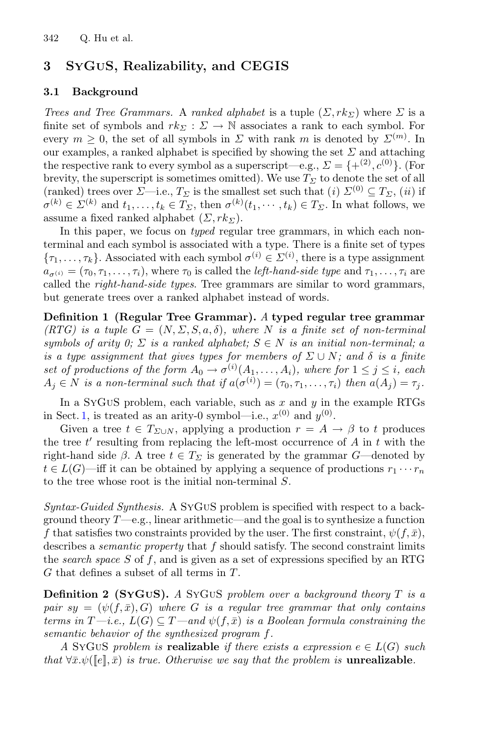## 3 SyGuS, Realizability, and CEGIS

### 3.1 Background

*Trees and Tree Grammars.* A *ranked alphabet* is a tuple $(\Sigma, rk_\Sigma)$ where $\Sigma$ is a finite set of symbols and $rk_\Sigma : \Sigma \to \mathbb{N}$ associates a rank to each symbol. For every $m \geq 0$, the set of all symbols in $\Sigma$ with rank $m$ is denoted by $\Sigma^{(m)}$. In our examples, a ranked alphabet is specified by showing the set $\Sigma$ and attaching the respective rank to every symbol as a superscript—e.g., $\Sigma = \{+^{(2)}, c^{(0)}\}$. (For brevity, the superscript is sometimes omitted). We use $T_\Sigma$ to denote the set of all (ranked) trees over $\Sigma$—i.e., $T_\Sigma$ is the smallest set such that (*i*) $\Sigma^{(0)} \subseteq T_\Sigma$, (*ii*) if $\sigma^{(k)} \in \Sigma^{(k)}$ and $t_1, \ldots, t_k \in T_\Sigma$, then $\sigma^{(k)}(t_1, \cdots, t_k) \in T_\Sigma$. In what follows, we assume a fixed ranked alphabet $(\Sigma, rk_\Sigma)$.

In this paper, we focus on *typed* regular tree grammars, in which each nonterminal and each symbol is associated with a type. There is a finite set of types $\{\tau_1, \ldots, \tau_k\}$. Associated with each symbol $\sigma^{(i)} \in \Sigma^{(i)}$, there is a type assignment $a_{\sigma^{(i)}} = (\tau_0, \tau_1, \ldots, \tau_i)$, where $\tau_0$ is called the *left-hand-side type* and $\tau_1, \ldots, \tau_i$ are called the *right-hand-side types*. Tree grammars are similar to word grammars, but generate trees over a ranked alphabet instead of words.

**Definition 1 (Regular Tree Grammar).** *A* **typed regular tree grammar** *(RTG) is a tuple $G = (N, \Sigma, S, a, \delta)$, where $N$ is a finite set of non-terminal symbols of arity 0; $\Sigma$ is a ranked alphabet; $S \in N$ is an initial non-terminal; $a$ is a type assignment that gives types for members of $\Sigma \cup N$; and $\delta$ is a finite set of productions of the form $A_0 \to \sigma^{(i)}(A_1, \ldots, A_i)$, where for $1 \leq j \leq i$, each $A_j \in N$ is a non-terminal such that if $a(\sigma^{(i)}) = (\tau_0, \tau_1, \ldots, \tau_i)$ then $a(A_j) = \tau_j$.*

In a SyGuS problem, each variable, such as $x$ and $y$ in the example RTGs in Sect. 1, is treated as an arity-0 symbol—i.e., $x^{(0)}$ and $y^{(0)}$.

Given a tree $t \in T_{\Sigma \cup N}$, applying a production $r = A \to \beta$ to $t$ produces the tree $t'$ resulting from replacing the left-most occurrence of $A$ in $t$ with the right-hand side $\beta$. A tree $t \in T_\Sigma$ is generated by the grammar $G$—denoted by $t \in L(G)$—iff it can be obtained by applying a sequence of productions $r_1 \cdots r_n$ to the tree whose root is the initial non-terminal $S$.

*Syntax-Guided Synthesis.* A SyGuS problem is specified with respect to a background theory $T$—e.g., linear arithmetic—and the goal is to synthesize a function $f$ that satisfies two constraints provided by the user. The first constraint, $\psi(f, \bar{x})$, describes a *semantic property* that $f$ should satisfy. The second constraint limits the *search space* $S$ of $f$, and is given as a set of expressions specified by an RTG $G$ that defines a subset of all terms in $T$.

**Definition 2 (SyGuS).** *A SyGuS problem over a background theory $T$ is a pair $sy = (\psi(f, \bar{x}), G)$ where $G$ is a regular tree grammar that only contains terms in $T$—i.e., $L(G) \subseteq T$—and $\psi(f, \bar{x})$ is a Boolean formula constraining the semantic behavior of the synthesized program $f$.*

*A SyGuS problem is* **realizable** *if there exists a expression $e \in L(G)$ such that $\forall \bar{x}.\psi([\![e]\!], \bar{x})$ is true. Otherwise we say that the problem is* **unrealizable**.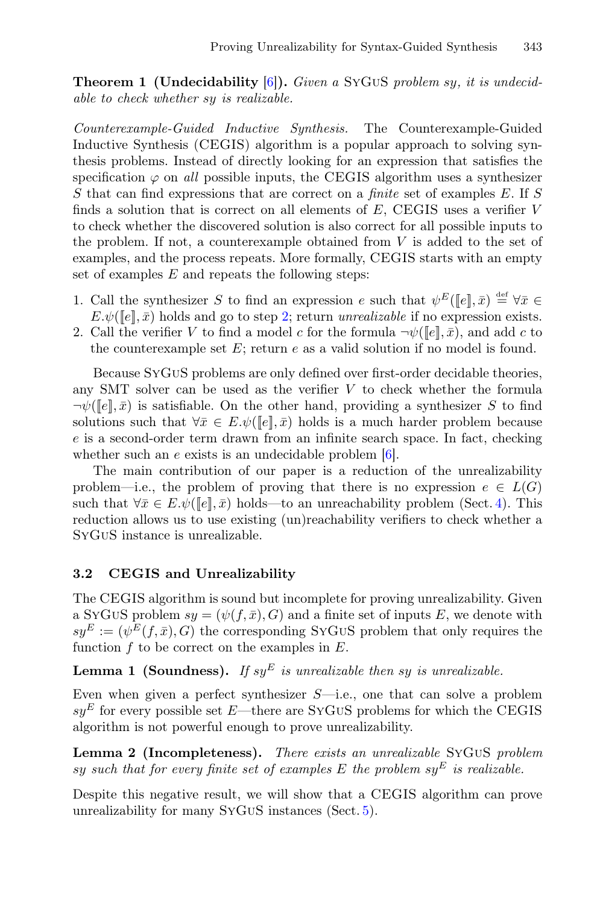**Theorem 1 (Undecidability** [6]**).** *Given a* SyGuS *problem sy, it is undecidable to check whether sy is realizable.*

*Counterexample-Guided Inductive Synthesis.* The Counterexample-Guided Inductive Synthesis (CEGIS) algorithm is a popular approach to solving synthesis problems. Instead of directly looking for an expression that satisfies the specification $\varphi$ on *all* possible inputs, the CEGIS algorithm uses a synthesizer $S$ that can find expressions that are correct on a *finite* set of examples $E$. If $S$ finds a solution that is correct on all elements of $E$, CEGIS uses a verifier $V$ to check whether the discovered solution is also correct for all possible inputs to the problem. If not, a counterexample obtained from $V$ is added to the set of examples, and the process repeats. More formally, CEGIS starts with an empty set of examples $E$ and repeats the following steps:

1. Call the synthesizer $S$ to find an expression $e$ such that $\psi^E(\llbracket e \rrbracket, \bar{x}) \stackrel{\text{def}}{=} \forall \bar{x} \in E. \psi(\llbracket e \rrbracket, \bar{x})$ holds and go to step 2; return *unrealizable* if no expression exists.
2. Call the verifier $V$ to find a model $c$ for the formula $\neg\psi(\llbracket e \rrbracket, \bar{x})$, and add $c$ to the counterexample set $E$; return $e$ as a valid solution if no model is found.

Because SyGuS problems are only defined over first-order decidable theories, any SMT solver can be used as the verifier $V$ to check whether the formula $\neg\psi(\llbracket e \rrbracket, \bar{x})$ is satisfiable. On the other hand, providing a synthesizer $S$ to find solutions such that $\forall \bar{x} \in E. \psi(\llbracket e \rrbracket, \bar{x})$ holds is a much harder problem because $e$ is a second-order term drawn from an infinite search space. In fact, checking whether such an $e$ exists is an undecidable problem [6].

The main contribution of our paper is a reduction of the unrealizability problem—i.e., the problem of proving that there is no expression $e \in L(G)$ such that $\forall \bar{x} \in E. \psi(\llbracket e \rrbracket, \bar{x})$ holds—to an unreachability problem (Sect. 4). This reduction allows us to use existing (un)reachability verifiers to check whether a SyGuS instance is unrealizable.

### 3.2 CEGIS and Unrealizability

The CEGIS algorithm is sound but incomplete for proving unrealizability. Given a SyGuS problem $sy = (\psi(f, \bar{x}), G)$ and a finite set of inputs $E$, we denote with $sy^E := (\psi^E(f, \bar{x}), G)$ the corresponding SyGuS problem that only requires the function $f$ to be correct on the examples in $E$.

**Lemma 1 (Soundness).** *If $sy^E$ is unrealizable then sy is unrealizable.*

Even when given a perfect synthesizer $S$—i.e., one that can solve a problem $sy^E$ for every possible set $E$—there are SyGuS problems for which the CEGIS algorithm is not powerful enough to prove unrealizability.

**Lemma 2 (Incompleteness).** *There exists an unrealizable* SyGuS *problem sy such that for every finite set of examples $E$ the problem $sy^E$ is realizable.*

Despite this negative result, we will show that a CEGIS algorithm can prove unrealizability for many SyGuS instances (Sect. 5).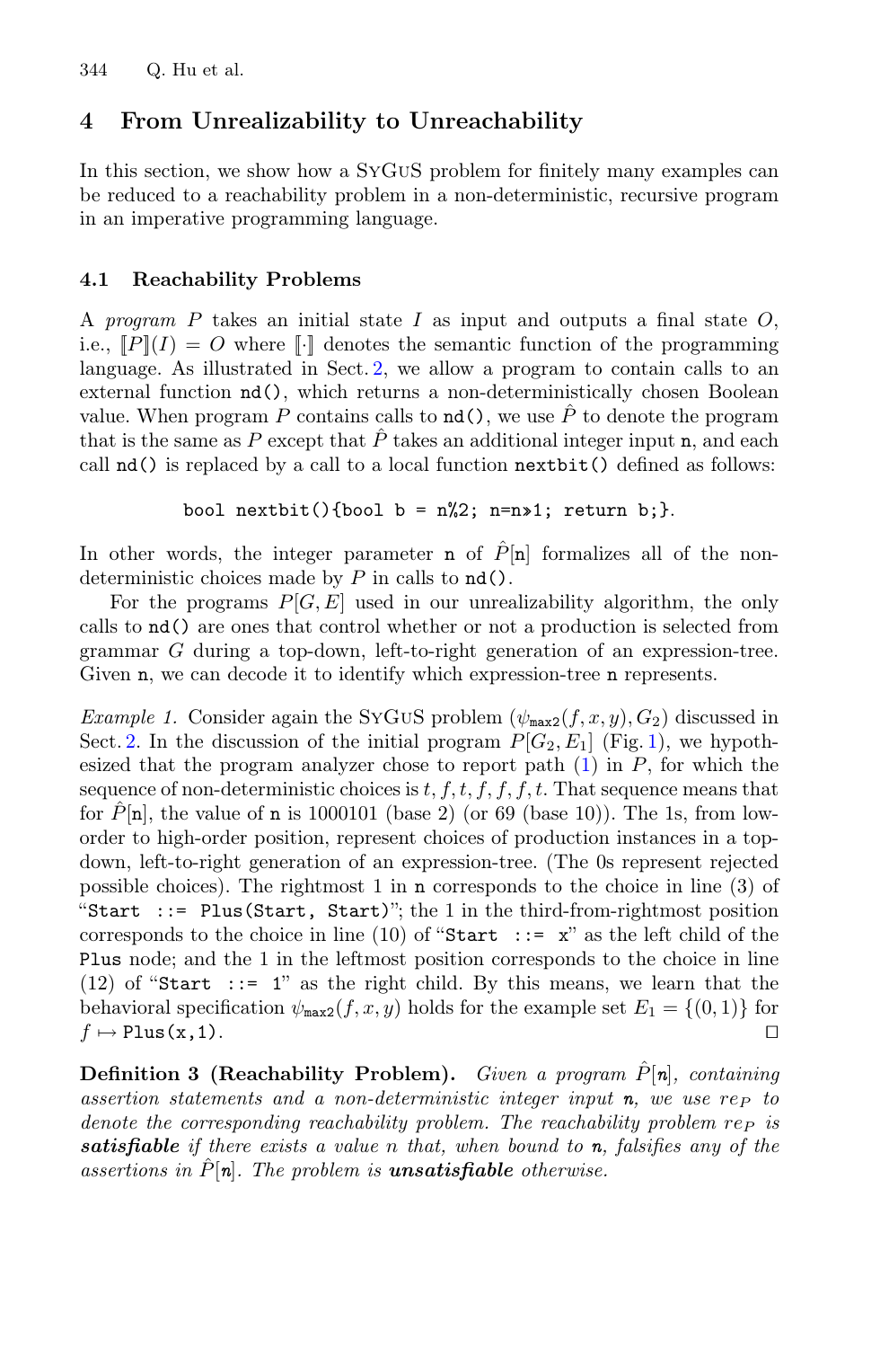## 4 From Unrealizability to Unreachability

In this section, we show how a SyGuS problem for finitely many examples can be reduced to a reachability problem in a non-deterministic, recursive program in an imperative programming language.

### 4.1 Reachability Problems

A *program* $P$ takes an initial state $I$ as input and outputs a final state $O$, i.e., $[\![P]\!](I) = O$ where $[\![\cdot]\!]$ denotes the semantic function of the programming language. As illustrated in Sect. 2, we allow a program to contain calls to an external function `nd()`, which returns a non-deterministically chosen Boolean value. When program $P$ contains calls to `nd()`, we use $\hat{P}$ to denote the program that is the same as $P$ except that $\hat{P}$ takes an additional integer input `n`, and each call `nd()` is replaced by a call to a local function `nextbit()` defined as follows:

```
bool nextbit(){bool b = n%2; n=n»1; return b;}.
```

In other words, the integer parameter `n` of $\hat{P}$[`n`] formalizes all of the non-deterministic choices made by $P$ in calls to `nd()`.

For the programs $P[G, E]$ used in our unrealizability algorithm, the only calls to `nd()` are ones that control whether or not a production is selected from grammar $G$ during a top-down, left-to-right generation of an expression-tree. Given `n`, we can decode it to identify which expression-tree `n` represents.

*Example 1.* Consider again the SyGuS problem $(\psi_{\texttt{max2}}(f, x, y), G_2)$ discussed in Sect. 2. In the discussion of the initial program $P[G_2, E_1]$ (Fig. 1), we hypothesized that the program analyzer chose to report path (1) in $P$, for which the sequence of non-deterministic choices is $t, f, t, f, f, f, t$. That sequence means that for $\hat{P}$[`n`], the value of `n` is 1000101 (base 2) (or 69 (base 10)). The 1s, from low-order to high-order position, represent choices of production instances in a top-down, left-to-right generation of an expression-tree. (The 0s represent rejected possible choices). The rightmost 1 in `n` corresponds to the choice in line (3) of "`Start ::= Plus(Start, Start)`"; the 1 in the third-from-rightmost position corresponds to the choice in line (10) of "`Start ::= x`" as the left child of the `Plus` node; and the 1 in the leftmost position corresponds to the choice in line (12) of "`Start ::= 1`" as the right child. By this means, we learn that the behavioral specification $\psi_{\texttt{max2}}(f, x, y)$ holds for the example set $E_1 = \{(0, 1)\}$ for $f \mapsto$ `Plus(x,1)`. □

**Definition 3 (Reachability Problem).** *Given a program* $\hat{P}$[`n`]*, containing assertion statements and a non-deterministic integer input* `n`*, we use* $re_P$ *to denote the corresponding reachability problem. The reachability problem* $re_P$ *is* ***satisfiable*** *if there exists a value* $n$ *that, when bound to* `n`*, falsifies any of the assertions in* $\hat{P}$[`n`]*. The problem is* ***unsatisfiable*** *otherwise.*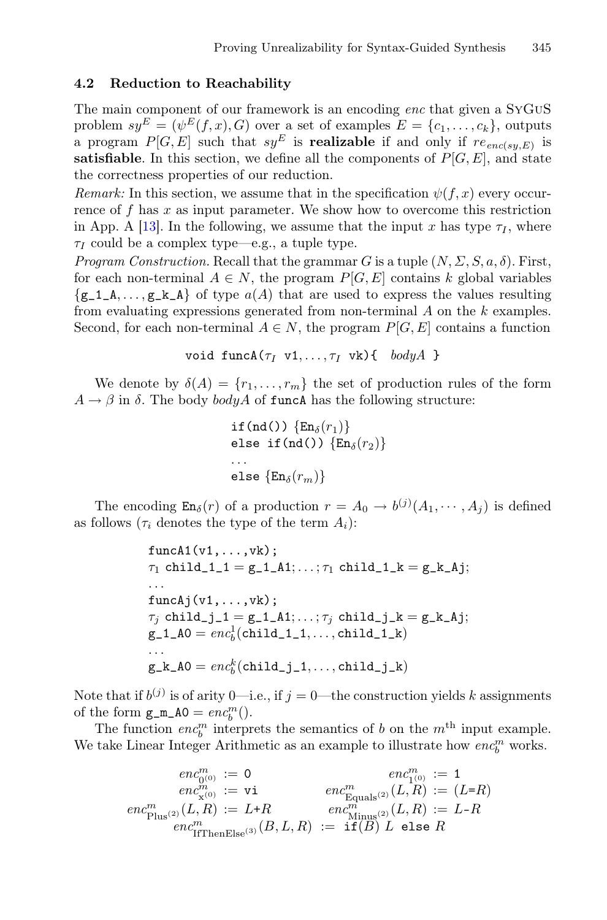### 4.2 Reduction to Reachability

The main component of our framework is an encoding *enc* that given a SyGuS problem $sy^E = (\psi^E(f,x), G)$ over a set of examples $E = \{c_1, \dots, c_k\}$, outputs a program $P[G,E]$ such that $sy^E$ is **realizable** if and only if $re_{enc(sy,E)}$ is **satisfiable**. In this section, we define all the components of $P[G,E]$, and state the correctness properties of our reduction.

*Remark:* In this section, we assume that in the specification $\psi(f,x)$ every occurrence of $f$ has $x$ as input parameter. We show how to overcome this restriction in App. A [13]. In the following, we assume that the input $x$ has type $\tau_I$, where $\tau_I$ could be a complex type—e.g., a tuple type.

*Program Construction.* Recall that the grammar $G$ is a tuple $(N, \Sigma, S, a, \delta)$. First, for each non-terminal $A \in N$, the program $P[G,E]$ contains $k$ global variables $\{\texttt{g\_1\_A}, \dots, \texttt{g\_k\_A}\}$ of type $a(A)$ that are used to express the values resulting from evaluating expressions generated from non-terminal $A$ on the $k$ examples. Second, for each non-terminal $A \in N$, the program $P[G,E]$ contains a function

$$\texttt{void funcA}(\tau_I \ \texttt{v1}, \dots, \tau_I \ \texttt{vk})\{ \ \ bodyA \ \}$$

We denote by $\delta(A) = \{r_1, \dots, r_m\}$ the set of production rules of the form $A \to \beta$ in $\delta$. The body *bodyA* of `funcA` has the following structure:

$$
\begin{array}{l}
\texttt{if(nd())} \ \{\texttt{En}_\delta(r_1)\} \\
\texttt{else if(nd())} \ \{\texttt{En}_\delta(r_2)\} \\
\dots \\
\texttt{else} \ \{\texttt{En}_\delta(r_m)\}
\end{array}
$$

The encoding $\texttt{En}_\delta(r)$ of a production $r = A_0 \to b^{(j)}(A_1, \cdots, A_j)$ is defined as follows ($\tau_i$ denotes the type of the term $A_i$):

$$
\begin{array}{l}
\texttt{funcA1(v1,...,vk);} \\
\tau_1 \ \texttt{child\_1\_1} = \texttt{g\_1\_A1}; \dots; \tau_1 \ \texttt{child\_1\_k} = \texttt{g\_k\_Aj}; \\
\dots \\
\texttt{funcAj(v1,...,vk);} \\
\tau_j \ \texttt{child\_j\_1} = \texttt{g\_1\_A1}; \dots; \tau_j \ \texttt{child\_j\_k} = \texttt{g\_k\_Aj}; \\
\texttt{g\_1\_A0} = enc_b^1(\texttt{child\_1\_1}, \dots, \texttt{child\_1\_k}) \\
\dots \\
\texttt{g\_k\_A0} = enc_b^k(\texttt{child\_j\_1}, \dots, \texttt{child\_j\_k})
\end{array}
$$

Note that if $b^{(j)}$ is of arity 0—i.e., if $j = 0$—the construction yields $k$ assignments of the form $\texttt{g\_m\_A0} = enc_b^m()$.

The function $enc_b^m$ interprets the semantics of $b$ on the $m^{\text{th}}$ input example. We take Linear Integer Arithmetic as an example to illustrate how $enc_b^m$ works.

$$
\begin{array}{rlrl}
enc^m_{0^{(0)}} & := \texttt{0} & enc^m_{1^{(0)}} & := \texttt{1} \\
enc^m_{\mathrm{x}^{(0)}} & := \texttt{vi} & enc^m_{\mathrm{Equals}^{(2)}}(L,R) & := (L\texttt{=}R) \\
enc^m_{\mathrm{Plus}^{(2)}}(L,R) & := L\texttt{+}R & enc^m_{\mathrm{Minus}^{(2)}}(L,R) & := L\texttt{-}R \\
\end{array}
$$

$$
enc^m_{\mathrm{IfThenElse}^{(3)}}(B,L,R) := \texttt{if}(B) \ L \ \texttt{else} \ R
$$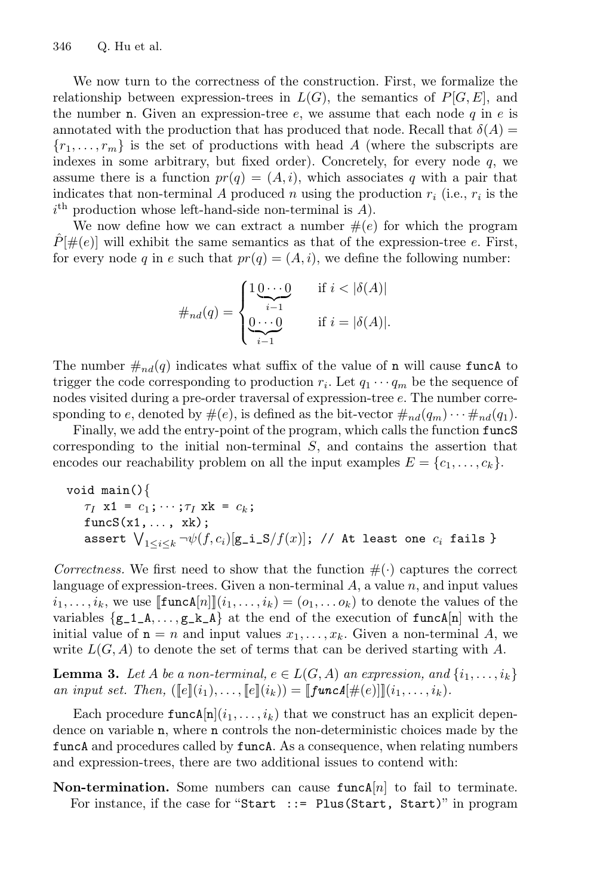We now turn to the correctness of the construction. First, we formalize the relationship between expression-trees in $L(G)$, the semantics of $P[G, E]$, and the number `n`. Given an expression-tree $e$, we assume that each node $q$ in $e$ is annotated with the production that has produced that node. Recall that $\delta(A) = \{r_1, \ldots, r_m\}$ is the set of productions with head $A$ (where the subscripts are indexes in some arbitrary, but fixed order). Concretely, for every node $q$, we assume there is a function $pr(q) = (A, i)$, which associates $q$ with a pair that indicates that non-terminal $A$ produced $n$ using the production $r_i$ (i.e., $r_i$ is the $i^{\text{th}}$ production whose left-hand-side non-terminal is $A$).

We now define how we can extract a number $\#(e)$ for which the program $\hat{P}[\#(e)]$ will exhibit the same semantics as that of the expression-tree $e$. First, for every node $q$ in $e$ such that $pr(q) = (A, i)$, we define the following number:

$$\#_{nd}(q) = \begin{cases} 1\underbrace{0\cdots0}_{i-1} & \text{if } i < |\delta(A)| \\ \underbrace{0\cdots0}_{i-1} & \text{if } i = |\delta(A)|. \end{cases}$$

The number $\#_{nd}(q)$ indicates what suffix of the value of `n` will cause `funcA` to trigger the code corresponding to production $r_i$. Let $q_1 \cdots q_m$ be the sequence of nodes visited during a pre-order traversal of expression-tree $e$. The number corresponding to $e$, denoted by $\#(e)$, is defined as the bit-vector $\#_{nd}(q_m) \cdots \#_{nd}(q_1)$.

Finally, we add the entry-point of the program, which calls the function `funcS` corresponding to the initial non-terminal $S$, and contains the assertion that encodes our reachability problem on all the input examples $E = \{c_1, \ldots, c_k\}$.

```
void main(){
  τ_I x1 = c_1; ··· ;τ_I xk = c_k;
  funcS(x1,..., xk);
  assert ⋁_{1≤i≤k} ¬ψ(f, c_i)[g_i_S/f(x)]; // At least one c_i fails }
```

*Correctness.* We first need to show that the function $\#(\cdot)$ captures the correct language of expression-trees. Given a non-terminal $A$, a value $n$, and input values $i_1, \ldots, i_k$, we use $[\![\texttt{funcA}[n]]\!](i_1, \ldots, i_k) = (o_1, \ldots o_k)$ to denote the values of the variables $\{\texttt{g\_1\_A}, \ldots, \texttt{g\_k\_A}\}$ at the end of the execution of `funcA[n]` with the initial value of $\texttt{n} = n$ and input values $x_1, \ldots, x_k$. Given a non-terminal $A$, we write $L(G, A)$ to denote the set of terms that can be derived starting with $A$.

**Lemma 3.** *Let $A$ be a non-terminal, $e \in L(G, A)$ an expression, and $\{i_1, \ldots, i_k\}$ an input set. Then, $([\![e]\!](i_1), \ldots, [\![e]\!](i_k)) = [\![\textit{funcA}[\#(e)]]\!](i_1, \ldots, i_k)$.*

Each procedure $\texttt{funcA[n]}(i_1, \ldots, i_k)$ that we construct has an explicit dependence on variable `n`, where `n` controls the non-deterministic choices made by the `funcA` and procedures called by `funcA`. As a consequence, when relating numbers and expression-trees, there are two additional issues to contend with:

**Non-termination.** Some numbers can cause $\texttt{funcA}[n]$ to fail to terminate. For instance, if the case for "`Start ::= Plus(Start, Start)`" in program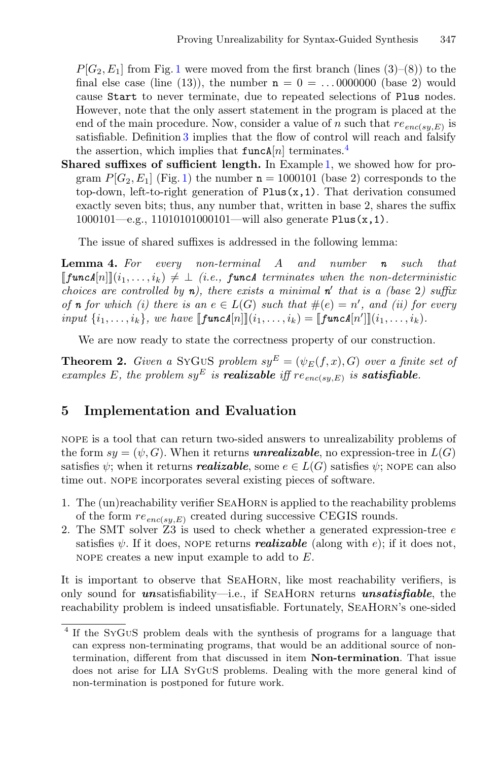$P[G_2, E_1]$ from Fig. 1 were moved from the first branch (lines (3)–(8)) to the final else case (line (13)), the number $\mathtt{n} = 0 = \ldots 0000000$ (base 2) would cause `Start` to never terminate, due to repeated selections of `Plus` nodes. However, note that the only assert statement in the program is placed at the end of the main procedure. Now, consider a value of $n$ such that $re_{enc(sy,E)}$ is satisfiable. Definition 3 implies that the flow of control will reach and falsify the assertion, which implies that $\mathtt{funcA}[n]$ terminates.[4]

**Shared suffixes of sufficient length.** In Example 1, we showed how for program $P[G_2, E_1]$ (Fig. 1) the number $\mathtt{n} = 1000101$ (base 2) corresponds to the top-down, left-to-right generation of `Plus(x,1)`. That derivation consumed exactly seven bits; thus, any number that, written in base 2, shares the suffix 1000101—e.g., 11010101000101—will also generate `Plus(x,1)`.

The issue of shared suffixes is addressed in the following lemma:

**Lemma 4.** *For every non-terminal $A$ and number $\mathtt{n}$ such that $[\![\mathtt{funcA}[n]]\!](i_1, \ldots, i_k) \neq \bot$ (i.e., $\mathtt{funcA}$ terminates when the non-deterministic choices are controlled by $\mathtt{n}$), there exists a minimal $\mathtt{n}'$ that is a (base 2) suffix of $\mathtt{n}$ for which (i) there is an $e \in L(G)$ such that $\#(e) = n'$, and (ii) for every input $\{i_1, \ldots, i_k\}$, we have $[\![\mathtt{funcA}[n]]\!](i_1, \ldots, i_k) = [\![\mathtt{funcA}[n']]\!](i_1, \ldots, i_k)$.*

We are now ready to state the correctness property of our construction.

**Theorem 2.** *Given a* SyGuS *problem $sy^E = (\psi_E(f, x), G)$ over a finite set of examples $E$, the problem $sy^E$ is **realizable** iff $re_{enc(sy,E)}$ is **satisfiable**.*

## 5 Implementation and Evaluation

nope is a tool that can return two-sided answers to unrealizability problems of the form $sy = (\psi, G)$. When it returns ***unrealizable***, no expression-tree in $L(G)$ satisfies $\psi$; when it returns ***realizable***, some $e \in L(G)$ satisfies $\psi$; nope can also time out. nope incorporates several existing pieces of software.

1. The (un)reachability verifier SeaHorn is applied to the reachability problems of the form $re_{enc(sy,E)}$ created during successive CEGIS rounds.
2. The SMT solver Z3 is used to check whether a generated expression-tree $e$ satisfies $\psi$. If it does, nope returns ***realizable*** (along with $e$); if it does not, nope creates a new input example to add to $E$.

It is important to observe that SeaHorn, like most reachability verifiers, is only sound for ***un***satisfiability—i.e., if SeaHorn returns ***unsatisfiable***, the reachability problem is indeed unsatisfiable. Fortunately, SeaHorn's one-sided

[4] If the SyGuS problem deals with the synthesis of programs for a language that can express non-terminating programs, that would be an additional source of non-termination, different from that discussed in item **Non-termination**. That issue does not arise for LIA SyGuS problems. Dealing with the more general kind of non-termination is postponed for future work.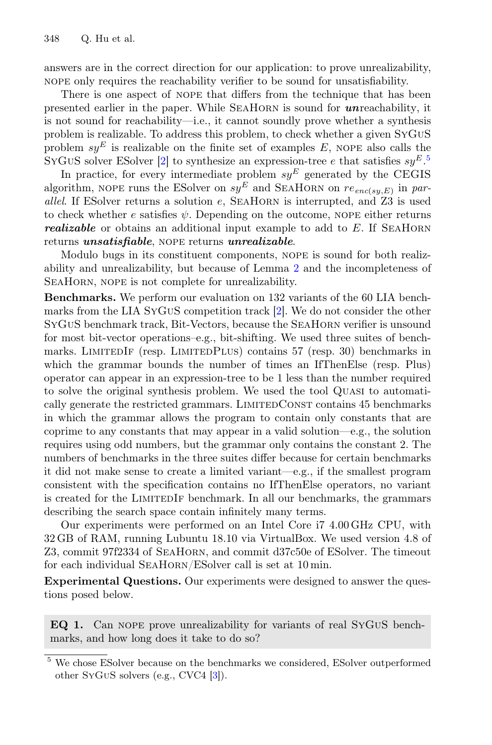answers are in the correct direction for our application: to prove unrealizability, NOPE only requires the reachability verifier to be sound for unsatisfiability.

There is one aspect of NOPE that differs from the technique that has been presented earlier in the paper. While SEAHORN is sound for ***un***reachability, it is not sound for reachability—i.e., it cannot soundly prove whether a synthesis problem is realizable. To address this problem, to check whether a given SYGUS problem $sy^E$ is realizable on the finite set of examples $E$, NOPE also calls the SYGUS solver ESolver [2] to synthesize an expression-tree $e$ that satisfies $sy^E$.[5]

In practice, for every intermediate problem $sy^E$ generated by the CEGIS algorithm, NOPE runs the ESolver on $sy^E$ and SEAHORN on $re_{enc(sy,E)}$ in *parallel*. If ESolver returns a solution $e$, SEAHORN is interrupted, and Z3 is used to check whether $e$ satisfies $\psi$. Depending on the outcome, NOPE either returns ***realizable*** or obtains an additional input example to add to $E$. If SEAHORN returns ***unsatisfiable***, NOPE returns ***unrealizable***.

Modulo bugs in its constituent components, NOPE is sound for both realizability and unrealizability, but because of Lemma 2 and the incompleteness of SEAHORN, NOPE is not complete for unrealizability.

**Benchmarks.** We perform our evaluation on 132 variants of the 60 LIA benchmarks from the LIA SYGUS competition track [2]. We do not consider the other SYGUS benchmark track, Bit-Vectors, because the SEAHORN verifier is unsound for most bit-vector operations–e.g., bit-shifting. We used three suites of benchmarks. LIMITEDIF (resp. LIMITEDPLUS) contains 57 (resp. 30) benchmarks in which the grammar bounds the number of times an IfThenElse (resp. Plus) operator can appear in an expression-tree to be 1 less than the number required to solve the original synthesis problem. We used the tool QUASI to automatically generate the restricted grammars. LIMITEDCONST contains 45 benchmarks in which the grammar allows the program to contain only constants that are coprime to any constants that may appear in a valid solution—e.g., the solution requires using odd numbers, but the grammar only contains the constant 2. The numbers of benchmarks in the three suites differ because for certain benchmarks it did not make sense to create a limited variant—e.g., if the smallest program consistent with the specification contains no IfThenElse operators, no variant is created for the LIMITEDIF benchmark. In all our benchmarks, the grammars describing the search space contain infinitely many terms.

Our experiments were performed on an Intel Core i7 4.00 GHz CPU, with 32 GB of RAM, running Lubuntu 18.10 via VirtualBox. We used version 4.8 of Z3, commit 97f2334 of SEAHORN, and commit d37c50e of ESolver. The timeout for each individual SEAHORN/ESolver call is set at 10 min.

**Experimental Questions.** Our experiments were designed to answer the questions posed below.

> **EQ 1.** Can NOPE prove unrealizability for variants of real SYGUS benchmarks, and how long does it take to do so?

[5] We chose ESolver because on the benchmarks we considered, ESolver outperformed other SYGUS solvers (e.g., CVC4 [3]).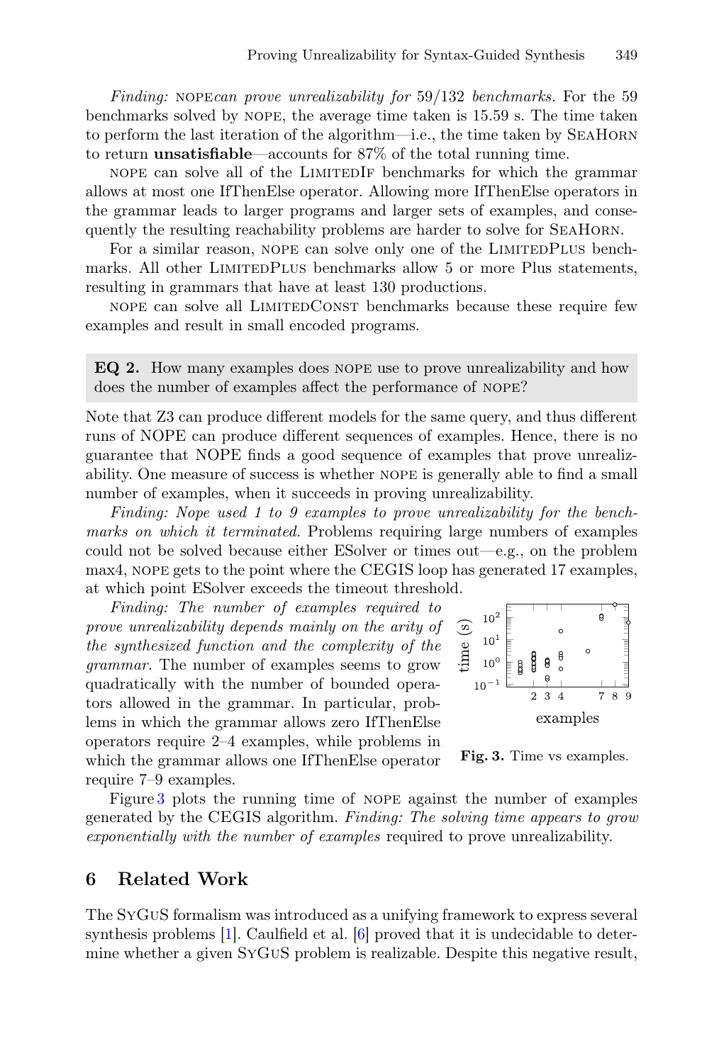*Finding:* NOPE*can prove unrealizability for* 59/132 *benchmarks.* For the 59 benchmarks solved by NOPE, the average time taken is 15.59 s. The time taken to perform the last iteration of the algorithm—i.e., the time taken by SEAHORN to return **unsatisfiable**—accounts for 87% of the total running time.

NOPE can solve all of the LIMITEDIF benchmarks for which the grammar allows at most one IfThenElse operator. Allowing more IfThenElse operators in the grammar leads to larger programs and larger sets of examples, and consequently the resulting reachability problems are harder to solve for SEAHORN.

For a similar reason, NOPE can solve only one of the LIMITEDPLUS benchmarks. All other LIMITEDPLUS benchmarks allow 5 or more Plus statements, resulting in grammars that have at least 130 productions.

NOPE can solve all LIMITEDCONST benchmarks because these require few examples and result in small encoded programs.

**EQ 2.** How many examples does NOPE use to prove unrealizability and how does the number of examples affect the performance of NOPE?

Note that Z3 can produce different models for the same query, and thus different runs of NOPE can produce different sequences of examples. Hence, there is no guarantee that NOPE finds a good sequence of examples that prove unrealizability. One measure of success is whether NOPE is generally able to find a small number of examples, when it succeeds in proving unrealizability.

*Finding: Nope used 1 to 9 examples to prove unrealizability for the benchmarks on which it terminated.* Problems requiring large numbers of examples could not be solved because either ESolver or times out—e.g., on the problem max4, NOPE gets to the point where the CEGIS loop has generated 17 examples, at which point ESolver exceeds the timeout threshold.

*Finding: The number of examples required to prove unrealizability depends mainly on the arity of the synthesized function and the complexity of the grammar.* The number of examples seems to grow quadratically with the number of bounded operators allowed in the grammar. In particular, problems in which the grammar allows zero IfThenElse operators require 2–4 examples, while problems in which the grammar allows one IfThenElse operator require 7–9 examples.

**Fig. 3.** Time vs examples.

Figure 3 plots the running time of NOPE against the number of examples generated by the CEGIS algorithm. *Finding: The solving time appears to grow exponentially with the number of examples* required to prove unrealizability.

## 6 Related Work

The SYGUS formalism was introduced as a unifying framework to express several synthesis problems [1]. Caulfield et al. [6] proved that it is undecidable to determine whether a given SYGUS problem is realizable. Despite this negative result,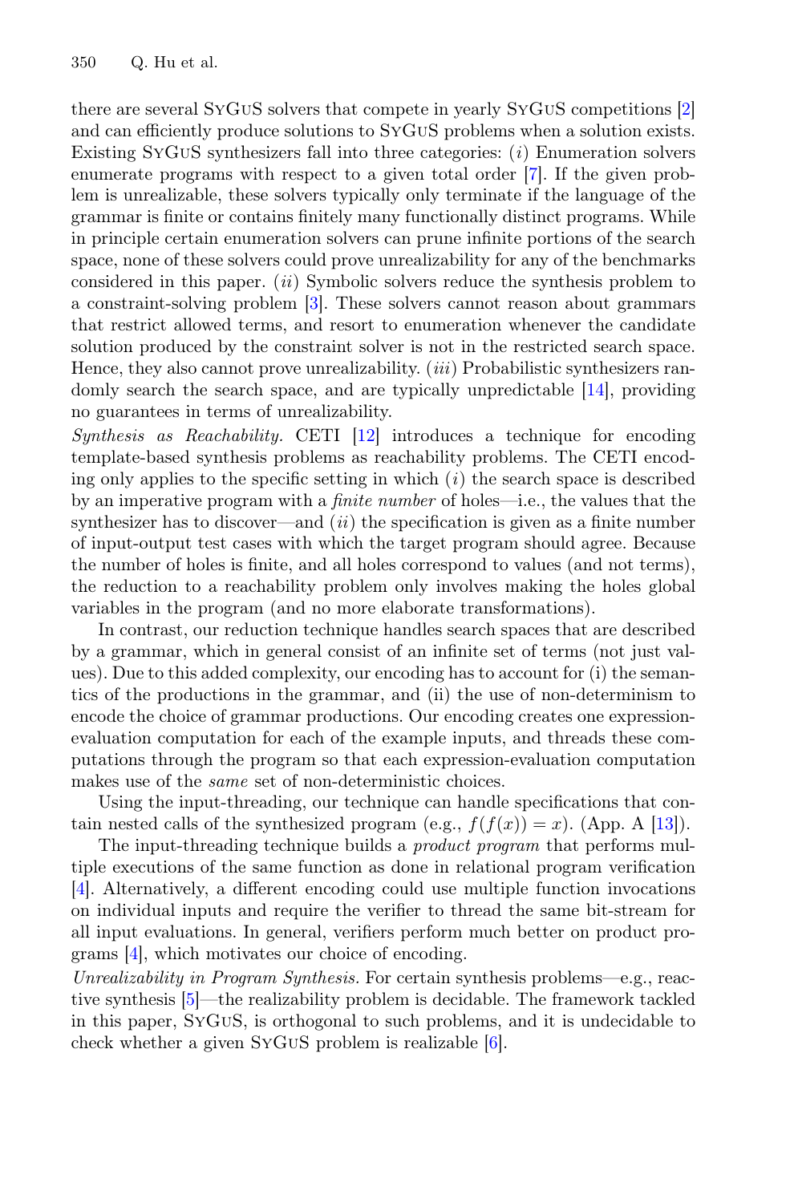there are several SyGuS solvers that compete in yearly SyGuS competitions [2] and can efficiently produce solutions to SyGuS problems when a solution exists. Existing SyGuS synthesizers fall into three categories: (*i*) Enumeration solvers enumerate programs with respect to a given total order [7]. If the given problem is unrealizable, these solvers typically only terminate if the language of the grammar is finite or contains finitely many functionally distinct programs. While in principle certain enumeration solvers can prune infinite portions of the search space, none of these solvers could prove unrealizability for any of the benchmarks considered in this paper. (*ii*) Symbolic solvers reduce the synthesis problem to a constraint-solving problem [3]. These solvers cannot reason about grammars that restrict allowed terms, and resort to enumeration whenever the candidate solution produced by the constraint solver is not in the restricted search space. Hence, they also cannot prove unrealizability. (*iii*) Probabilistic synthesizers randomly search the search space, and are typically unpredictable [14], providing no guarantees in terms of unrealizability.

*Synthesis as Reachability.* CETI [12] introduces a technique for encoding template-based synthesis problems as reachability problems. The CETI encoding only applies to the specific setting in which (*i*) the search space is described by an imperative program with a *finite number* of holes—i.e., the values that the synthesizer has to discover—and (*ii*) the specification is given as a finite number of input-output test cases with which the target program should agree. Because the number of holes is finite, and all holes correspond to values (and not terms), the reduction to a reachability problem only involves making the holes global variables in the program (and no more elaborate transformations).

In contrast, our reduction technique handles search spaces that are described by a grammar, which in general consist of an infinite set of terms (not just values). Due to this added complexity, our encoding has to account for (i) the semantics of the productions in the grammar, and (ii) the use of non-determinism to encode the choice of grammar productions. Our encoding creates one expression-evaluation computation for each of the example inputs, and threads these computations through the program so that each expression-evaluation computation makes use of the *same* set of non-deterministic choices.

Using the input-threading, our technique can handle specifications that contain nested calls of the synthesized program (e.g., $f(f(x)) = x$). (App. A [13]).

The input-threading technique builds a *product program* that performs multiple executions of the same function as done in relational program verification [4]. Alternatively, a different encoding could use multiple function invocations on individual inputs and require the verifier to thread the same bit-stream for all input evaluations. In general, verifiers perform much better on product programs [4], which motivates our choice of encoding.

*Unrealizability in Program Synthesis.* For certain synthesis problems—e.g., reactive synthesis [5]—the realizability problem is decidable. The framework tackled in this paper, SyGuS, is orthogonal to such problems, and it is undecidable to check whether a given SyGuS problem is realizable [6].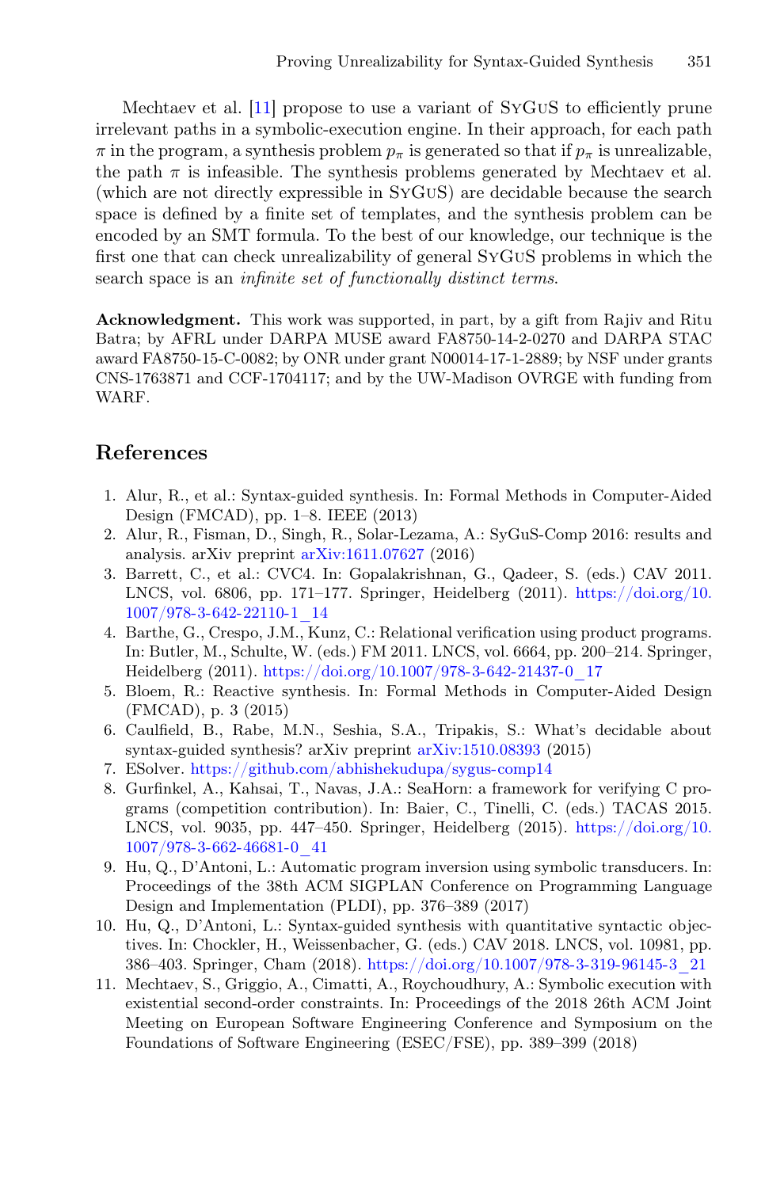Mechtaev et al. [11] propose to use a variant of SyGuS to efficiently prune irrelevant paths in a symbolic-execution engine. In their approach, for each path $\pi$ in the program, a synthesis problem $p_\pi$ is generated so that if $p_\pi$ is unrealizable, the path $\pi$ is infeasible. The synthesis problems generated by Mechtaev et al. (which are not directly expressible in SyGuS) are decidable because the search space is defined by a finite set of templates, and the synthesis problem can be encoded by an SMT formula. To the best of our knowledge, our technique is the first one that can check unrealizability of general SyGuS problems in which the search space is an *infinite set of functionally distinct terms*.

**Acknowledgment.** This work was supported, in part, by a gift from Rajiv and Ritu Batra; by AFRL under DARPA MUSE award FA8750-14-2-0270 and DARPA STAC award FA8750-15-C-0082; by ONR under grant N00014-17-1-2889; by NSF under grants CNS-1763871 and CCF-1704117; and by the UW-Madison OVRGE with funding from WARF.

## References

1. Alur, R., et al.: Syntax-guided synthesis. In: Formal Methods in Computer-Aided Design (FMCAD), pp. 1–8. IEEE (2013)
2. Alur, R., Fisman, D., Singh, R., Solar-Lezama, A.: SyGuS-Comp 2016: results and analysis. arXiv preprint arXiv:1611.07627 (2016)
3. Barrett, C., et al.: CVC4. In: Gopalakrishnan, G., Qadeer, S. (eds.) CAV 2011. LNCS, vol. 6806, pp. 171–177. Springer, Heidelberg (2011). https://doi.org/10.1007/978-3-642-22110-1_14
4. Barthe, G., Crespo, J.M., Kunz, C.: Relational verification using product programs. In: Butler, M., Schulte, W. (eds.) FM 2011. LNCS, vol. 6664, pp. 200–214. Springer, Heidelberg (2011). https://doi.org/10.1007/978-3-642-21437-0_17
5. Bloem, R.: Reactive synthesis. In: Formal Methods in Computer-Aided Design (FMCAD), p. 3 (2015)
6. Caulfield, B., Rabe, M.N., Seshia, S.A., Tripakis, S.: What's decidable about syntax-guided synthesis? arXiv preprint arXiv:1510.08393 (2015)
7. ESolver. https://github.com/abhishekudupa/sygus-comp14
8. Gurfinkel, A., Kahsai, T., Navas, J.A.: SeaHorn: a framework for verifying C programs (competition contribution). In: Baier, C., Tinelli, C. (eds.) TACAS 2015. LNCS, vol. 9035, pp. 447–450. Springer, Heidelberg (2015). https://doi.org/10.1007/978-3-662-46681-0_41
9. Hu, Q., D'Antoni, L.: Automatic program inversion using symbolic transducers. In: Proceedings of the 38th ACM SIGPLAN Conference on Programming Language Design and Implementation (PLDI), pp. 376–389 (2017)
10. Hu, Q., D'Antoni, L.: Syntax-guided synthesis with quantitative syntactic objectives. In: Chockler, H., Weissenbacher, G. (eds.) CAV 2018. LNCS, vol. 10981, pp. 386–403. Springer, Cham (2018). https://doi.org/10.1007/978-3-319-96145-3_21
11. Mechtaev, S., Griggio, A., Cimatti, A., Roychoudhury, A.: Symbolic execution with existential second-order constraints. In: Proceedings of the 2018 26th ACM Joint Meeting on European Software Engineering Conference and Symposium on the Foundations of Software Engineering (ESEC/FSE), pp. 389–399 (2018)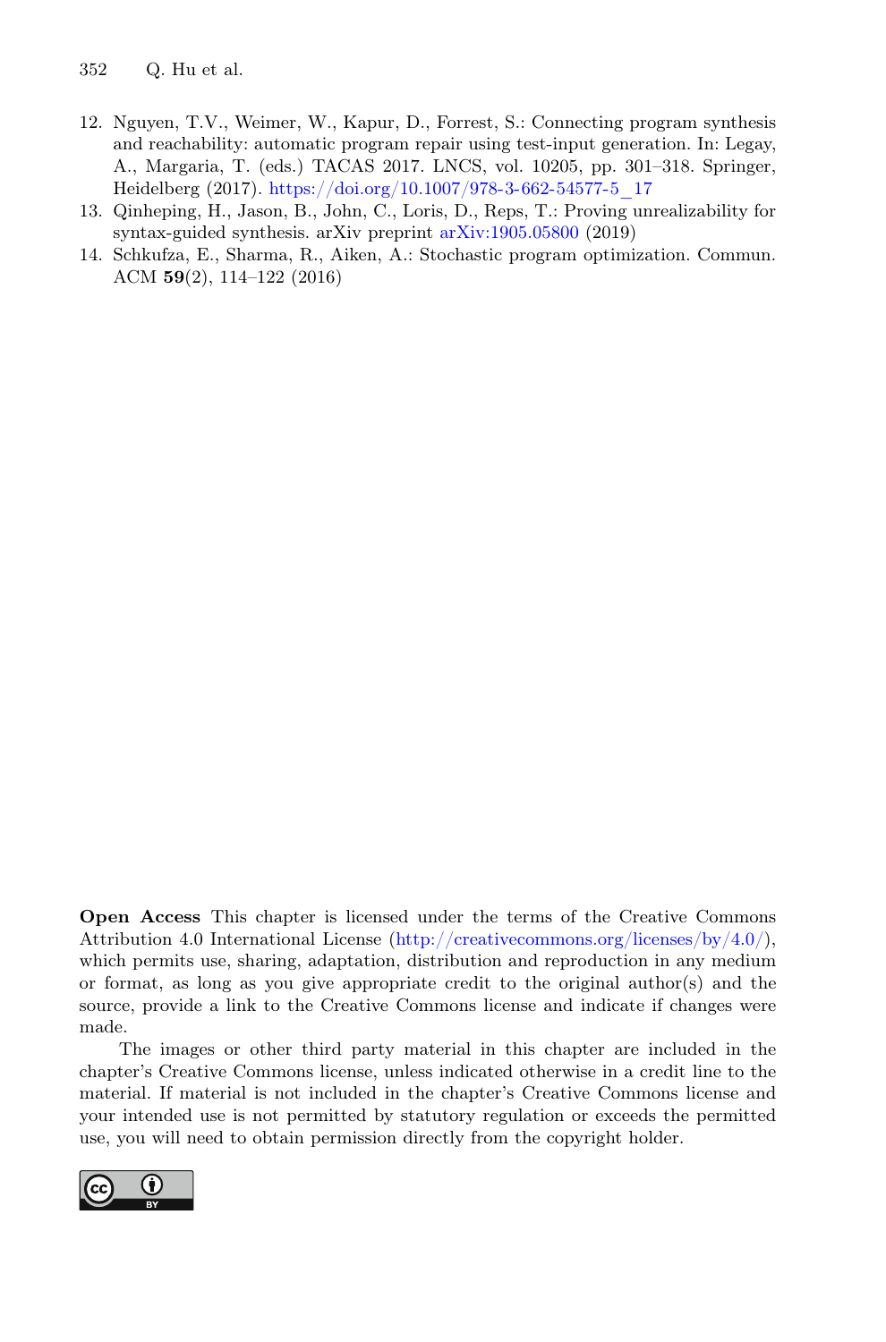12. Nguyen, T.V., Weimer, W., Kapur, D., Forrest, S.: Connecting program synthesis and reachability: automatic program repair using test-input generation. In: Legay, A., Margaria, T. (eds.) TACAS 2017. LNCS, vol. 10205, pp. 301–318. Springer, Heidelberg (2017). https://doi.org/10.1007/978-3-662-54577-5_17
13. Qinheping, H., Jason, B., John, C., Loris, D., Reps, T.: Proving unrealizability for syntax-guided synthesis. arXiv preprint arXiv:1905.05800 (2019)
14. Schkufza, E., Sharma, R., Aiken, A.: Stochastic program optimization. Commun. ACM **59**(2), 114–122 (2016)

**Open Access** This chapter is licensed under the terms of the Creative Commons Attribution 4.0 International License (http://creativecommons.org/licenses/by/4.0/), which permits use, sharing, adaptation, distribution and reproduction in any medium or format, as long as you give appropriate credit to the original author(s) and the source, provide a link to the Creative Commons license and indicate if changes were made.

The images or other third party material in this chapter are included in the chapter's Creative Commons license, unless indicated otherwise in a credit line to the material. If material is not included in the chapter's Creative Commons license and your intended use is not permitted by statutory regulation or exceeds the permitted use, you will need to obtain permission directly from the copyright holder.